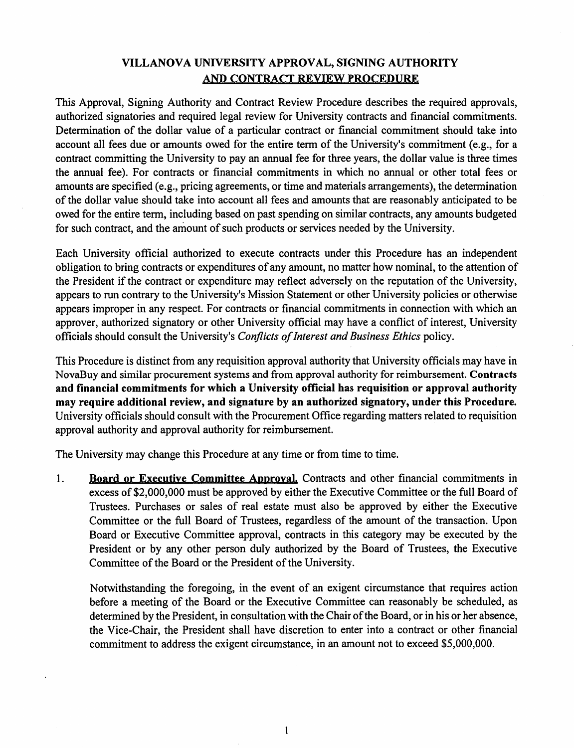# VILLANOVA UNIVERSITY APPROVAL, SIGNING AUTHORITY AND CONTRACT REVIEW PROCEDURE

This Approval, Signing Authority and Contract Review Procedure describes the required approvals, authorized signatories and required legal review for University contracts and financial commitments. Determination of the dollar value of a particular contract or financial commitment should take into account all fees due or amounts owed for the entire term of the University's commitment (e.g., for a contract committing the University to pay an annual fee for three years, the dollar value is three times the annual fee). For contracts or financial commitments in which no annual or other total fees or amounts are specified (e.g., pricing agreements, or time and materials arrangements), the determination of the dollar value should take into account all fees and amounts that are reasonably anticipated to be owed for the entire term, including based on past spending on similar contracts, any amounts budgeted for such contract, and the amount of such products or services needed by the University.

Each University official authorized to execute contracts under this Procedure has an independent obligation to bring contracts or expenditures of any amount, no matter how nominal, to the attention of the President if the contract or expenditure may reflect adversely on the reputation of the University, appears to run contrary to the University's Mission Statement or other University policies or otherwise appears improper in any respect. For contracts or financial commitments in connection with which an approver, authorized signatory or other University official may have a conflict of interest, University officials should consult the University's *Conflicts of Interest and Business Ethics* policy.

This Procedure is distinct from any requisition approval authority that University officials may have in NovaBuy and similar procurement systems and from approval authority for reimbursement. **Contracts and financial commitments for which a University official has requisition or approval authority may require additional review, and signature by an authorized signatory, under this Procedure.** University officials should consult with the Procurement Office regarding matters related to requisition approval authority and approval authority for reimbursement.

The University may change this Procedure at any time or from time to time.

1. **Board or Executive Committee Approval.** Contracts and other financial commitments in excess of $2,000,000 must be approved by either the Executive Committee or the full Board of Trustees. Purchases or sales of real estate must also be approved by either the Executive Committee or the full Board of Trustees, regardless of the amount of the transaction. Upon Board or Executive Committee approval, contracts in this category may be executed by the President or by any other person duly authorized by the Board of Trustees, the Executive Committee of the Board or the President of the University.

   Notwithstanding the foregoing, in the event of an exigent circumstance that requires action before a meeting of the Board or the Executive Committee can reasonably be scheduled, as determined by the President, in consultation with the Chair of the Board, or in his or her absence, the Vice-Chair, the President shall have discretion to enter into a contract or other financial commitment to address the exigent circumstance, in an amount not to exceed $5,000,000.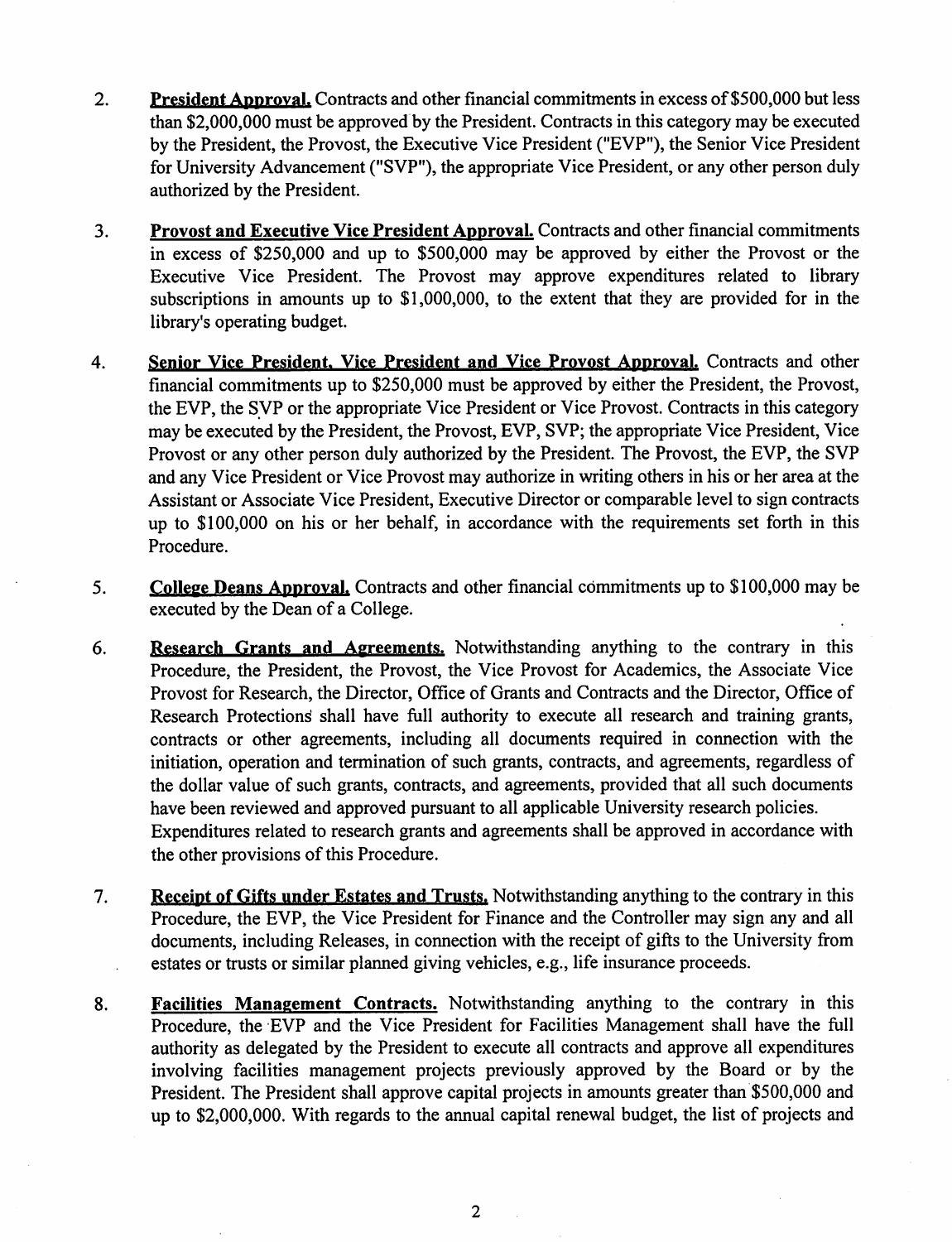2. **President Approval.** Contracts and other financial commitments in excess of $500,000 but less than $2,000,000 must be approved by the President. Contracts in this category may be executed by the President, the Provost, the Executive Vice President ("EVP"), the Senior Vice President for University Advancement ("SVP"), the appropriate Vice President, or any other person duly authorized by the President.

3. **Provost and Executive Vice President Approval.** Contracts and other financial commitments in excess of $250,000 and up to $500,000 may be approved by either the Provost or the Executive Vice President. The Provost may approve expenditures related to library subscriptions in amounts up to $1,000,000, to the extent that they are provided for in the library's operating budget.

4. **Senior Vice President, Vice President and Vice Provost Approval.** Contracts and other financial commitments up to $250,000 must be approved by either the President, the Provost, the EVP, the SVP or the appropriate Vice President or Vice Provost. Contracts in this category may be executed by the President, the Provost, EVP, SVP; the appropriate Vice President, Vice Provost or any other person duly authorized by the President. The Provost, the EVP, the SVP and any Vice President or Vice Provost may authorize in writing others in his or her area at the Assistant or Associate Vice President, Executive Director or comparable level to sign contracts up to $100,000 on his or her behalf, in accordance with the requirements set forth in this Procedure.

5. **College Deans Approval.** Contracts and other financial commitments up to $100,000 may be executed by the Dean of a College.

6. **Research Grants and Agreements.** Notwithstanding anything to the contrary in this Procedure, the President, the Provost, the Vice Provost for Academics, the Associate Vice Provost for Research, the Director, Office of Grants and Contracts and the Director, Office of Research Protections shall have full authority to execute all research and training grants, contracts or other agreements, including all documents required in connection with the initiation, operation and termination of such grants, contracts, and agreements, regardless of the dollar value of such grants, contracts, and agreements, provided that all such documents have been reviewed and approved pursuant to all applicable University research policies. Expenditures related to research grants and agreements shall be approved in accordance with the other provisions of this Procedure.

7. **Receipt of Gifts under Estates and Trusts.** Notwithstanding anything to the contrary in this Procedure, the EVP, the Vice President for Finance and the Controller may sign any and all documents, including Releases, in connection with the receipt of gifts to the University from estates or trusts or similar planned giving vehicles, e.g., life insurance proceeds.

8. **Facilities Management Contracts.** Notwithstanding anything to the contrary in this Procedure, the EVP and the Vice President for Facilities Management shall have the full authority as delegated by the President to execute all contracts and approve all expenditures involving facilities management projects previously approved by the Board or by the President. The President shall approve capital projects in amounts greater than $500,000 and up to $2,000,000. With regards to the annual capital renewal budget, the list of projects and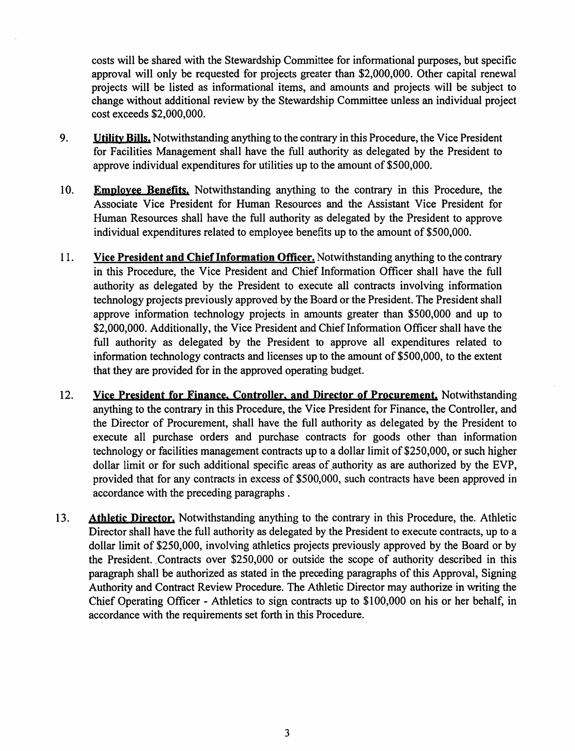costs will be shared with the Stewardship Committee for informational purposes, but specific approval will only be requested for projects greater than $2,000,000. Other capital renewal projects will be listed as informational items, and amounts and projects will be subject to change without additional review by the Stewardship Committee unless an individual project cost exceeds $2,000,000.

9. **Utility Bills.** Notwithstanding anything to the contrary in this Procedure, the Vice President for Facilities Management shall have the full authority as delegated by the President to approve individual expenditures for utilities up to the amount of $500,000.

10. **Employee Benefits.** Notwithstanding anything to the contrary in this Procedure, the Associate Vice President for Human Resources and the Assistant Vice President for Human Resources shall have the full authority as delegated by the President to approve individual expenditures related to employee benefits up to the amount of $500,000.

11. **Vice President and Chief Information Officer.** Notwithstanding anything to the contrary in this Procedure, the Vice President and Chief Information Officer shall have the full authority as delegated by the President to execute all contracts involving information technology projects previously approved by the Board or the President. The President shall approve information technology projects in amounts greater than $500,000 and up to $2,000,000. Additionally, the Vice President and Chief Information Officer shall have the full authority as delegated by the President to approve all expenditures related to information technology contracts and licenses up to the amount of $500,000, to the extent that they are provided for in the approved operating budget.

12. **Vice President for Finance, Controller, and Director of Procurement.** Notwithstanding anything to the contrary in this Procedure, the Vice President for Finance, the Controller, and the Director of Procurement, shall have the full authority as delegated by the President to execute all purchase orders and purchase contracts for goods other than information technology or facilities management contracts up to a dollar limit of $250,000, or such higher dollar limit or for such additional specific areas of authority as are authorized by the EVP, provided that for any contracts in excess of $500,000, such contracts have been approved in accordance with the preceding paragraphs .

13. **Athletic Director.** Notwithstanding anything to the contrary in this Procedure, the. Athletic Director shall have the full authority as delegated by the President to execute contracts, up to a dollar limit of $250,000, involving athletics projects previously approved by the Board or by the President. Contracts over $250,000 or outside the scope of authority described in this paragraph shall be authorized as stated in the preceding paragraphs of this Approval, Signing Authority and Contract Review Procedure. The Athletic Director may authorize in writing the Chief Operating Officer - Athletics to sign contracts up to $100,000 on his or her behalf, in accordance with the requirements set forth in this Procedure.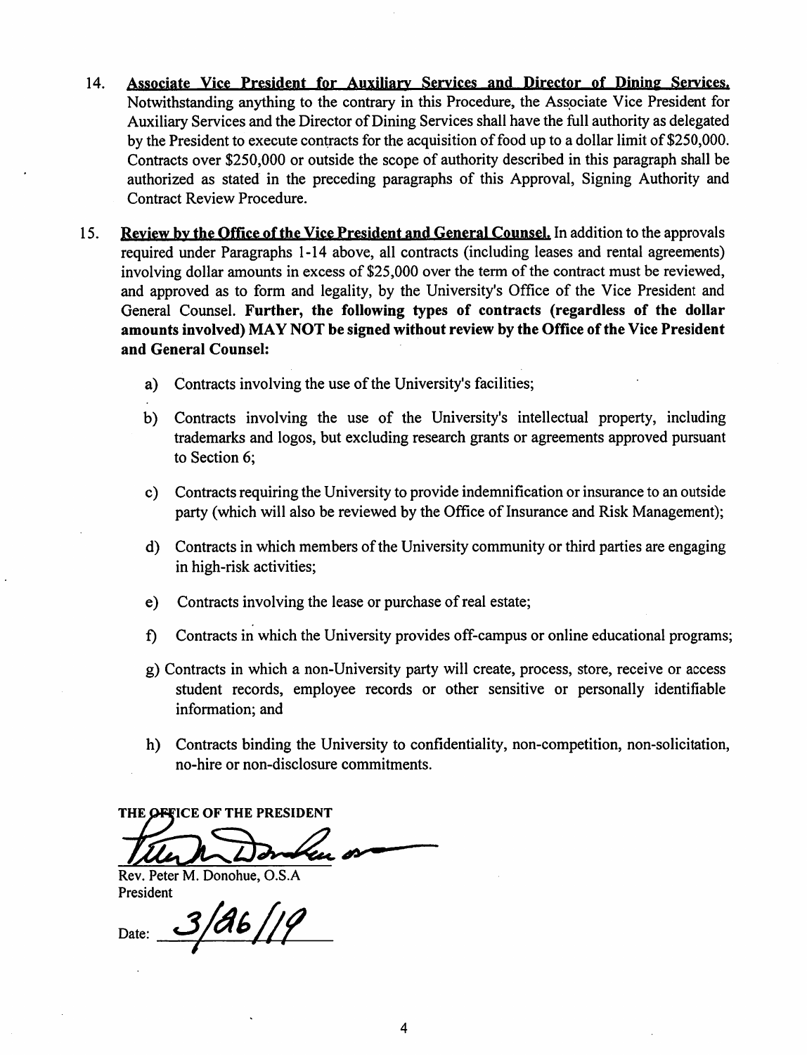14. **Associate Vice President for Auxiliary Services and Director of Dining Services.** Notwithstanding anything to the contrary in this Procedure, the Associate Vice President for Auxiliary Services and the Director of Dining Services shall have the full authority as delegated by the President to execute contracts for the acquisition of food up to a dollar limit of $250,000. Contracts over $250,000 or outside the scope of authority described in this paragraph shall be authorized as stated in the preceding paragraphs of this Approval, Signing Authority and Contract Review Procedure.

15. **Review by the Office of the Vice President and General Counsel.** In addition to the approvals required under Paragraphs 1-14 above, all contracts (including leases and rental agreements) involving dollar amounts in excess of $25,000 over the term of the contract must be reviewed, and approved as to form and legality, by the University's Office of the Vice President and General Counsel. **Further, the following types of contracts (regardless of the dollar amounts involved) MAY NOT be signed without review by the Office of the Vice President and General Counsel:**

    a) Contracts involving the use of the University's facilities;

    b) Contracts involving the use of the University's intellectual property, including trademarks and logos, but excluding research grants or agreements approved pursuant to Section 6;

    c) Contracts requiring the University to provide indemnification or insurance to an outside party (which will also be reviewed by the Office of Insurance and Risk Management);

    d) Contracts in which members of the University community or third parties are engaging in high-risk activities;

    e) Contracts involving the lease or purchase of real estate;

    f) Contracts in which the University provides off-campus or online educational programs;

    g) Contracts in which a non-University party will create, process, store, receive or access student records, employee records or other sensitive or personally identifiable information; and

    h) Contracts binding the University to confidentiality, non-competition, non-solicitation, no-hire or non-disclosure commitments.

**THE OFFICE OF THE PRESIDENT**

Rev. Peter M. Donohue, O.S.A
President

Date: 3/26/19